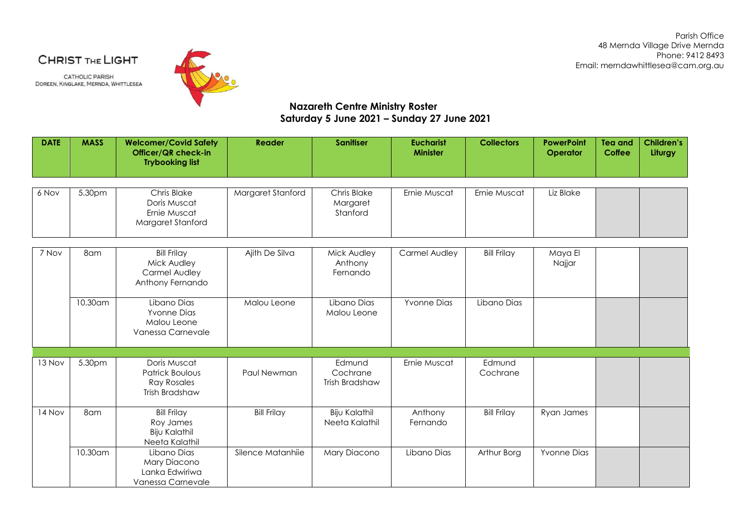CHRIST THE LIGHT

CATHOLIC PARISH
DOREEN, KINGLAKE, MERNDA, WHITTLESEA

Parish Office
48 Mernda Village Drive Mernda
Phone: 9412 8493
Email: merndawhittlesea@cam.org.au

## Nazareth Centre Ministry Roster
## Saturday 5 June 2021 – Sunday 27 June 2021

| DATE | MASS | Welcomer/Covid Safety Officer/QR check-in Trybooking list | Reader | Sanitiser | Eucharist Minister | Collectors | PowerPoint Operator | Tea and Coffee | Children's Liturgy |
|---|---|---|---|---|---|---|---|---|---|
| 6 Nov | 5.30pm | Chris Blake<br>Doris Muscat<br>Ernie Muscat<br>Margaret Stanford | Margaret Stanford | Chris Blake<br>Margaret Stanford | Ernie Muscat | Ernie Muscat | Liz Blake | | |
| 7 Nov | 8am | Bill Frilay<br>Mick Audley<br>Carmel Audley<br>Anthony Fernando | Ajith De Silva | Mick Audley<br>Anthony Fernando | Carmel Audley | Bill Frilay | Maya El Najjar | | |
| | 10.30am | Libano Dias<br>Yvonne Dias<br>Malou Leone<br>Vanessa Carnevale | Malou Leone | Libano Dias<br>Malou Leone | Yvonne Dias | Libano Dias | | | |
| 13 Nov | 5.30pm | Doris Muscat<br>Patrick Boulous<br>Ray Rosales<br>Trish Bradshaw | Paul Newman | Edmund Cochrane<br>Trish Bradshaw | Ernie Muscat | Edmund Cochrane | | | |
| 14 Nov | 8am | Bill Frilay<br>Roy James<br>Biju Kalathil<br>Neeta Kalathil | Bill Frilay | Biju Kalathil<br>Neeta Kalathil | Anthony Fernando | Bill Frilay | Ryan James | | |
| | 10.30am | Libano Dias<br>Mary Diacono<br>Lanka Edwiriwa<br>Vanessa Carnevale | Silence Matanhiie | Mary Diacono | Libano Dias | Arthur Borg | Yvonne Dias | | |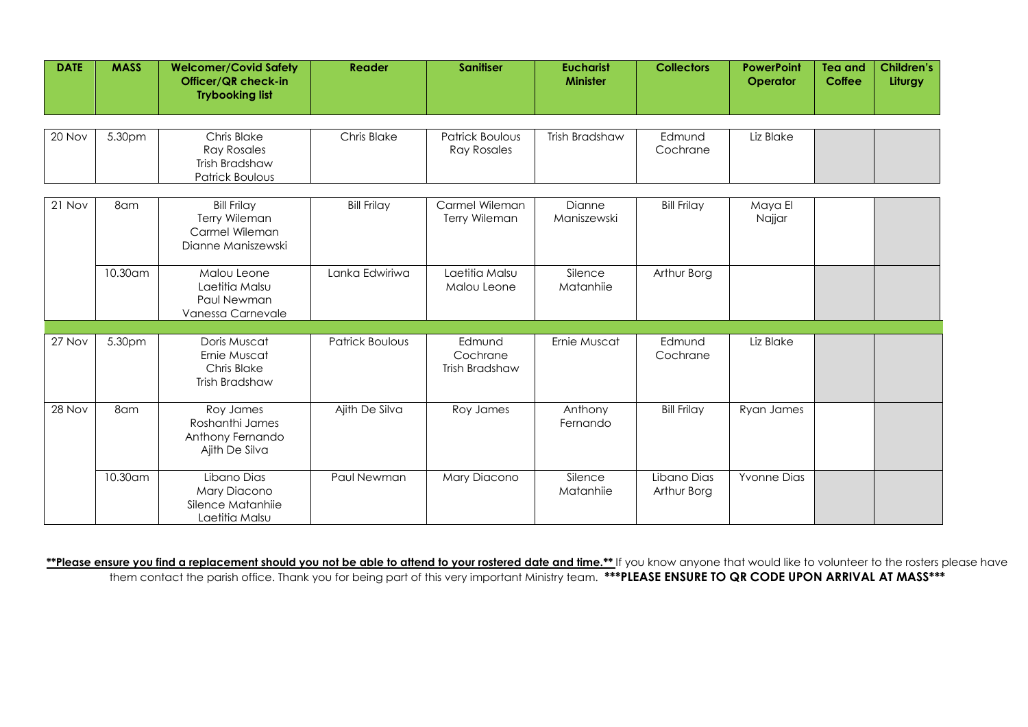| DATE | MASS | Welcomer/Covid Safety Officer/QR check-in Trybooking list | Reader | Sanitiser | Eucharist Minister | Collectors | PowerPoint Operator | Tea and Coffee | Children's Liturgy |
|---|---|---|---|---|---|---|---|---|---|
| 20 Nov | 5.30pm | Chris Blake<br>Ray Rosales<br>Trish Bradshaw<br>Patrick Boulous | Chris Blake | Patrick Boulous<br>Ray Rosales | Trish Bradshaw | Edmund Cochrane | Liz Blake | | |
| 21 Nov | 8am | Bill Frilay<br>Terry Wileman<br>Carmel Wileman<br>Dianne Maniszewski | Bill Frilay | Carmel Wileman<br>Terry Wileman | Dianne Maniszewski | Bill Frilay | Maya El Najjar | | |
| | 10.30am | Malou Leone<br>Laetitia Malsu<br>Paul Newman<br>Vanessa Carnevale | Lanka Edwiriwa | Laetitia Malsu<br>Malou Leone | Silence Matanhiie | Arthur Borg | | | |
| 27 Nov | 5.30pm | Doris Muscat<br>Ernie Muscat<br>Chris Blake<br>Trish Bradshaw | Patrick Boulous | Edmund Cochrane<br>Trish Bradshaw | Ernie Muscat | Edmund Cochrane | Liz Blake | | |
| 28 Nov | 8am | Roy James<br>Roshanthi James<br>Anthony Fernando<br>Ajith De Silva | Ajith De Silva | Roy James | Anthony Fernando | Bill Frilay | Ryan James | | |
| | 10.30am | Libano Dias<br>Mary Diacono<br>Silence Matanhiie<br>Laetitia Malsu | Paul Newman | Mary Diacono | Silence Matanhiie | Libano Dias<br>Arthur Borg | Yvonne Dias | | |

**\*\*Please ensure you find a replacement should you not be able to attend to your rostered date and time.\*\*** If you know anyone that would like to volunteer to the rosters please have them contact the parish office. Thank you for being part of this very important Ministry team. **\*\*\*PLEASE ENSURE TO QR CODE UPON ARRIVAL AT MASS\*\*\***